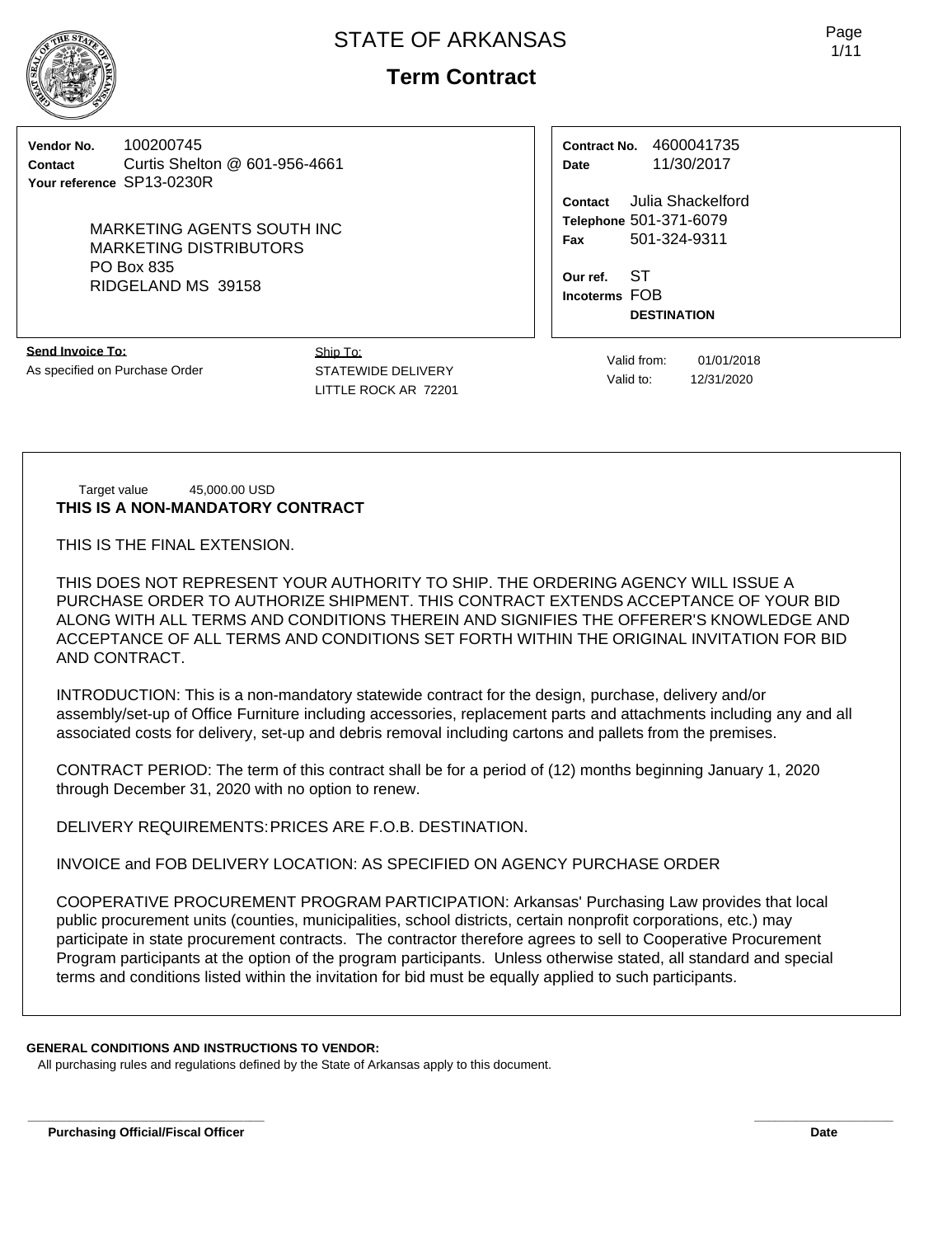# STATE OF ARKANSAS

## Term Contract

**Vendor No.** 100200745
**Contact** Curtis Shelton @ 601-956-4661
**Your reference** SP13-0230R

MARKETING AGENTS SOUTH INC
MARKETING DISTRIBUTORS
PO Box 835
RIDGELAND MS 39158

**Contract No.** 4600041735
**Date** 11/30/2017

**Contact** Julia Shackelford
**Telephone** 501-371-6079
**Fax** 501-324-9311

**Our ref.** ST
**Incoterms** FOB
**DESTINATION**

**Send Invoice To:**
As specified on Purchase Order

Ship To:
STATEWIDE DELIVERY
LITTLE ROCK AR 72201

Valid from: 01/01/2018
Valid to: 12/31/2020

Target value 45,000.00 USD

**THIS IS A NON-MANDATORY CONTRACT**

THIS IS THE FINAL EXTENSION.

THIS DOES NOT REPRESENT YOUR AUTHORITY TO SHIP. THE ORDERING AGENCY WILL ISSUE A PURCHASE ORDER TO AUTHORIZE SHIPMENT. THIS CONTRACT EXTENDS ACCEPTANCE OF YOUR BID ALONG WITH ALL TERMS AND CONDITIONS THEREIN AND SIGNIFIES THE OFFERER'S KNOWLEDGE AND ACCEPTANCE OF ALL TERMS AND CONDITIONS SET FORTH WITHIN THE ORIGINAL INVITATION FOR BID AND CONTRACT.

INTRODUCTION: This is a non-mandatory statewide contract for the design, purchase, delivery and/or assembly/set-up of Office Furniture including accessories, replacement parts and attachments including any and all associated costs for delivery, set-up and debris removal including cartons and pallets from the premises.

CONTRACT PERIOD: The term of this contract shall be for a period of (12) months beginning January 1, 2020 through December 31, 2020 with no option to renew.

DELIVERY REQUIREMENTS: PRICES ARE F.O.B. DESTINATION.

INVOICE and FOB DELIVERY LOCATION: AS SPECIFIED ON AGENCY PURCHASE ORDER

COOPERATIVE PROCUREMENT PROGRAM PARTICIPATION: Arkansas' Purchasing Law provides that local public procurement units (counties, municipalities, school districts, certain nonprofit corporations, etc.) may participate in state procurement contracts. The contractor therefore agrees to sell to Cooperative Procurement Program participants at the option of the program participants. Unless otherwise stated, all standard and special terms and conditions listed within the invitation for bid must be equally applied to such participants.

**GENERAL CONDITIONS AND INSTRUCTIONS TO VENDOR:**
All purchasing rules and regulations defined by the State of Arkansas apply to this document.

**Purchasing Official/Fiscal Officer** **Date**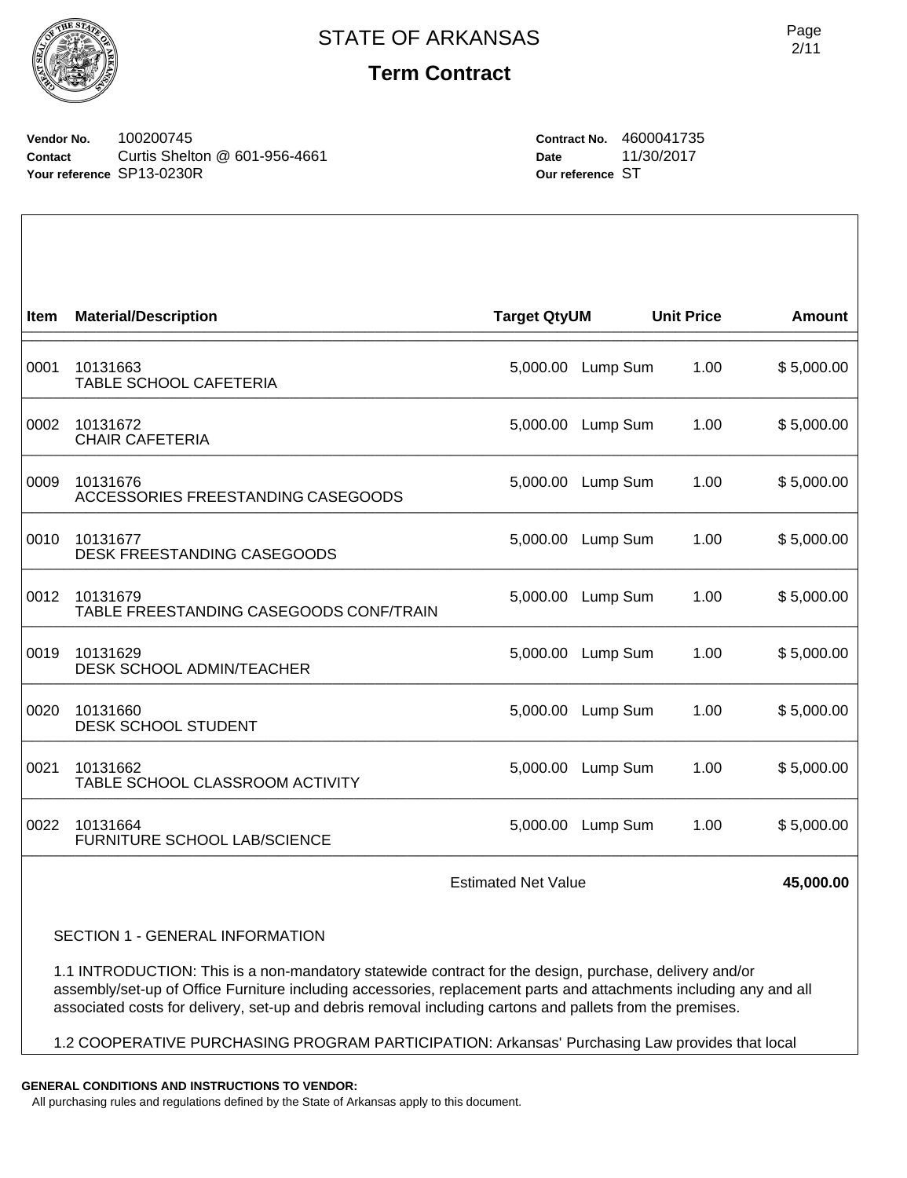# STATE OF ARKANSAS

## Term Contract

**Vendor No.** 100200745
**Contact** Curtis Shelton @ 601-956-4661
**Your reference** SP13-0230R

**Contract No.** 4600041735
**Date** 11/30/2017
**Our reference** ST

| Item | Material/Description | Target Qty | UM | Unit Price | Amount |
|---|---|---|---|---|---|
| 0001 | 10131663 TABLE SCHOOL CAFETERIA | 5,000.00 | Lump Sum | 1.00 | $ 5,000.00 |
| 0002 | 10131672 CHAIR CAFETERIA | 5,000.00 | Lump Sum | 1.00 | $ 5,000.00 |
| 0009 | 10131676 ACCESSORIES FREESTANDING CASEGOODS | 5,000.00 | Lump Sum | 1.00 | $ 5,000.00 |
| 0010 | 10131677 DESK FREESTANDING CASEGOODS | 5,000.00 | Lump Sum | 1.00 | $ 5,000.00 |
| 0012 | 10131679 TABLE FREESTANDING CASEGOODS CONF/TRAIN | 5,000.00 | Lump Sum | 1.00 | $ 5,000.00 |
| 0019 | 10131629 DESK SCHOOL ADMIN/TEACHER | 5,000.00 | Lump Sum | 1.00 | $ 5,000.00 |
| 0020 | 10131660 DESK SCHOOL STUDENT | 5,000.00 | Lump Sum | 1.00 | $ 5,000.00 |
| 0021 | 10131662 TABLE SCHOOL CLASSROOM ACTIVITY | 5,000.00 | Lump Sum | 1.00 | $ 5,000.00 |
| 0022 | 10131664 FURNITURE SCHOOL LAB/SCIENCE | 5,000.00 | Lump Sum | 1.00 | $ 5,000.00 |
| | | Estimated Net Value | | | **45,000.00** |

SECTION 1 - GENERAL INFORMATION

1.1 INTRODUCTION: This is a non-mandatory statewide contract for the design, purchase, delivery and/or assembly/set-up of Office Furniture including accessories, replacement parts and attachments including any and all associated costs for delivery, set-up and debris removal including cartons and pallets from the premises.

1.2 COOPERATIVE PURCHASING PROGRAM PARTICIPATION: Arkansas' Purchasing Law provides that local

**GENERAL CONDITIONS AND INSTRUCTIONS TO VENDOR:**
All purchasing rules and regulations defined by the State of Arkansas apply to this document.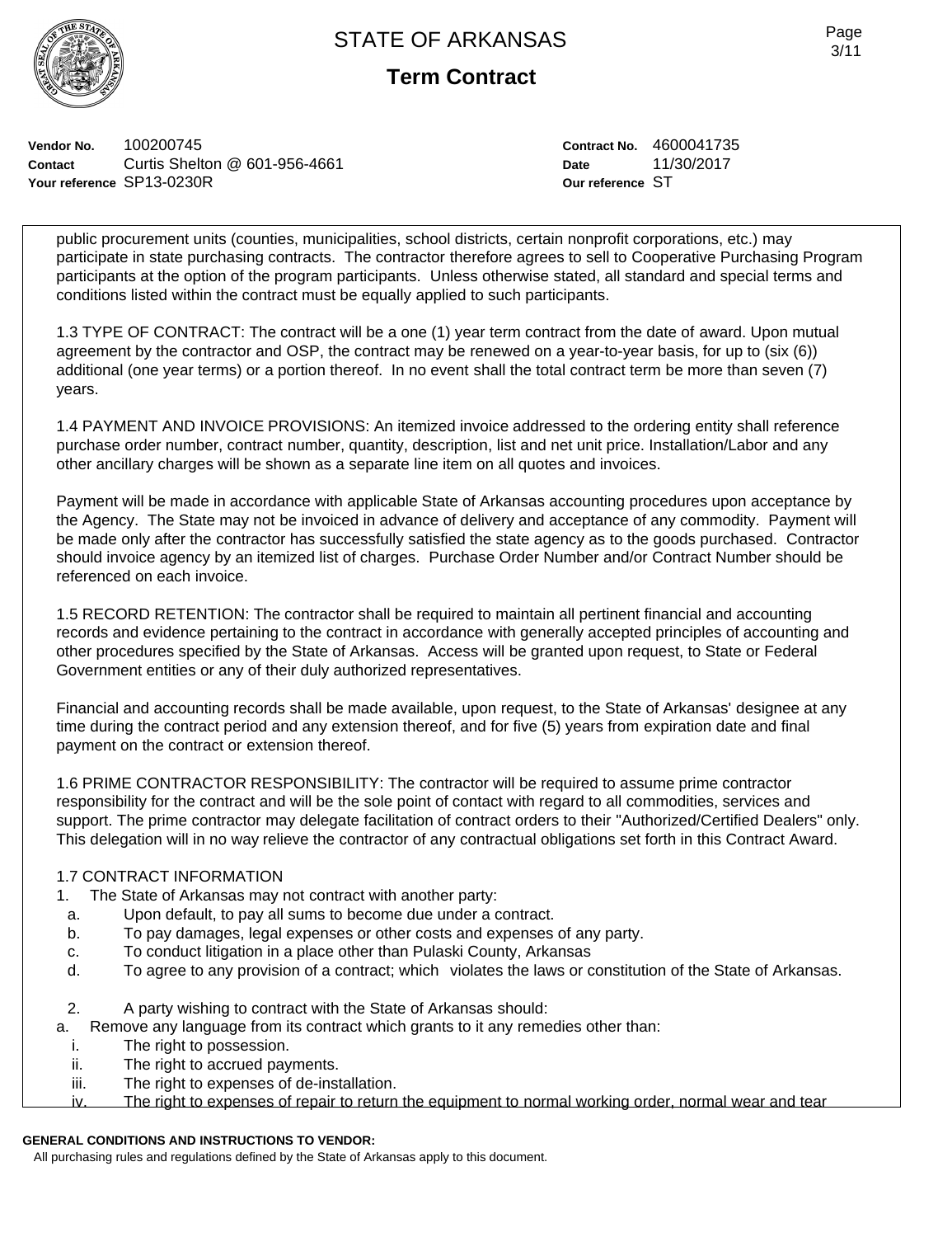**Vendor No.** 100200745
**Contact** Curtis Shelton @ 601-956-4661
**Your reference** SP13-0230R

**Contract No.** 4600041735
**Date** 11/30/2017
**Our reference** ST

public procurement units (counties, municipalities, school districts, certain nonprofit corporations, etc.) may participate in state purchasing contracts. The contractor therefore agrees to sell to Cooperative Purchasing Program participants at the option of the program participants. Unless otherwise stated, all standard and special terms and conditions listed within the contract must be equally applied to such participants.

1.3 TYPE OF CONTRACT: The contract will be a one (1) year term contract from the date of award. Upon mutual agreement by the contractor and OSP, the contract may be renewed on a year-to-year basis, for up to (six (6)) additional (one year terms) or a portion thereof. In no event shall the total contract term be more than seven (7) years.

1.4 PAYMENT AND INVOICE PROVISIONS: An itemized invoice addressed to the ordering entity shall reference purchase order number, contract number, quantity, description, list and net unit price. Installation/Labor and any other ancillary charges will be shown as a separate line item on all quotes and invoices.

Payment will be made in accordance with applicable State of Arkansas accounting procedures upon acceptance by the Agency. The State may not be invoiced in advance of delivery and acceptance of any commodity. Payment will be made only after the contractor has successfully satisfied the state agency as to the goods purchased. Contractor should invoice agency by an itemized list of charges. Purchase Order Number and/or Contract Number should be referenced on each invoice.

1.5 RECORD RETENTION: The contractor shall be required to maintain all pertinent financial and accounting records and evidence pertaining to the contract in accordance with generally accepted principles of accounting and other procedures specified by the State of Arkansas. Access will be granted upon request, to State or Federal Government entities or any of their duly authorized representatives.

Financial and accounting records shall be made available, upon request, to the State of Arkansas' designee at any time during the contract period and any extension thereof, and for five (5) years from expiration date and final payment on the contract or extension thereof.

1.6 PRIME CONTRACTOR RESPONSIBILITY: The contractor will be required to assume prime contractor responsibility for the contract and will be the sole point of contact with regard to all commodities, services and support. The prime contractor may delegate facilitation of contract orders to their "Authorized/Certified Dealers" only. This delegation will in no way relieve the contractor of any contractual obligations set forth in this Contract Award.

1.7 CONTRACT INFORMATION

1. The State of Arkansas may not contract with another party:
   a. Upon default, to pay all sums to become due under a contract.
   b. To pay damages, legal expenses or other costs and expenses of any party.
   c. To conduct litigation in a place other than Pulaski County, Arkansas
   d. To agree to any provision of a contract; which violates the laws or constitution of the State of Arkansas.

2. A party wishing to contract with the State of Arkansas should:
   a. Remove any language from its contract which grants to it any remedies other than:
      i. The right to possession.
      ii. The right to accrued payments.
      iii. The right to expenses of de-installation.
      iv. The right to expenses of repair to return the equipment to normal working order, normal wear and tear

**GENERAL CONDITIONS AND INSTRUCTIONS TO VENDOR:**
All purchasing rules and regulations defined by the State of Arkansas apply to this document.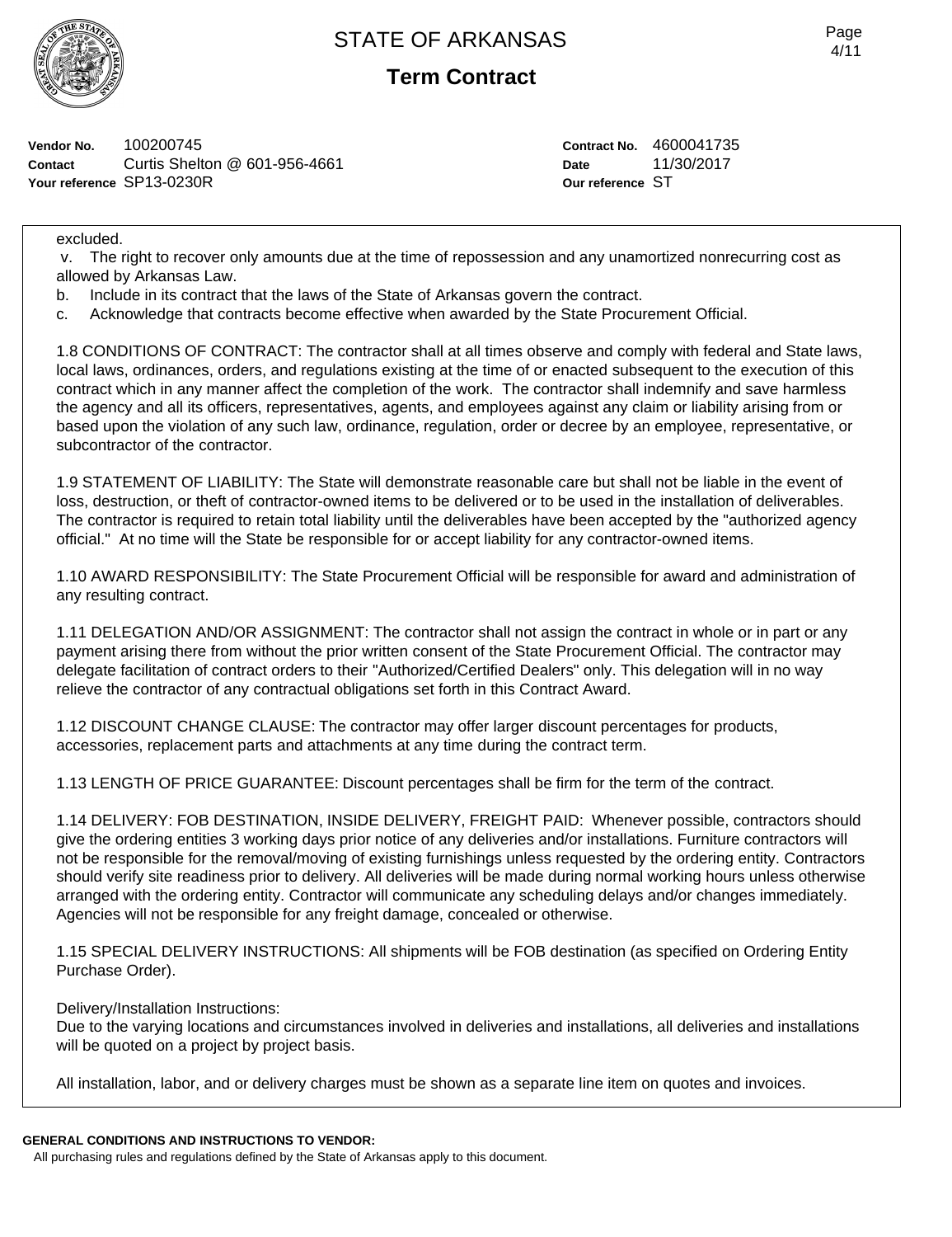**Vendor No.** 100200745
**Contact** Curtis Shelton @ 601-956-4661
**Your reference** SP13-0230R

**Contract No.** 4600041735
**Date** 11/30/2017
**Our reference** ST

excluded.

v. The right to recover only amounts due at the time of repossession and any unamortized nonrecurring cost as allowed by Arkansas Law.

b. Include in its contract that the laws of the State of Arkansas govern the contract.

c. Acknowledge that contracts become effective when awarded by the State Procurement Official.

1.8 CONDITIONS OF CONTRACT: The contractor shall at all times observe and comply with federal and State laws, local laws, ordinances, orders, and regulations existing at the time of or enacted subsequent to the execution of this contract which in any manner affect the completion of the work. The contractor shall indemnify and save harmless the agency and all its officers, representatives, agents, and employees against any claim or liability arising from or based upon the violation of any such law, ordinance, regulation, order or decree by an employee, representative, or subcontractor of the contractor.

1.9 STATEMENT OF LIABILITY: The State will demonstrate reasonable care but shall not be liable in the event of loss, destruction, or theft of contractor-owned items to be delivered or to be used in the installation of deliverables. The contractor is required to retain total liability until the deliverables have been accepted by the "authorized agency official." At no time will the State be responsible for or accept liability for any contractor-owned items.

1.10 AWARD RESPONSIBILITY: The State Procurement Official will be responsible for award and administration of any resulting contract.

1.11 DELEGATION AND/OR ASSIGNMENT: The contractor shall not assign the contract in whole or in part or any payment arising there from without the prior written consent of the State Procurement Official. The contractor may delegate facilitation of contract orders to their "Authorized/Certified Dealers" only. This delegation will in no way relieve the contractor of any contractual obligations set forth in this Contract Award.

1.12 DISCOUNT CHANGE CLAUSE: The contractor may offer larger discount percentages for products, accessories, replacement parts and attachments at any time during the contract term.

1.13 LENGTH OF PRICE GUARANTEE: Discount percentages shall be firm for the term of the contract.

1.14 DELIVERY: FOB DESTINATION, INSIDE DELIVERY, FREIGHT PAID: Whenever possible, contractors should give the ordering entities 3 working days prior notice of any deliveries and/or installations. Furniture contractors will not be responsible for the removal/moving of existing furnishings unless requested by the ordering entity. Contractors should verify site readiness prior to delivery. All deliveries will be made during normal working hours unless otherwise arranged with the ordering entity. Contractor will communicate any scheduling delays and/or changes immediately. Agencies will not be responsible for any freight damage, concealed or otherwise.

1.15 SPECIAL DELIVERY INSTRUCTIONS: All shipments will be FOB destination (as specified on Ordering Entity Purchase Order).

Delivery/Installation Instructions:
Due to the varying locations and circumstances involved in deliveries and installations, all deliveries and installations will be quoted on a project by project basis.

All installation, labor, and or delivery charges must be shown as a separate line item on quotes and invoices.

**GENERAL CONDITIONS AND INSTRUCTIONS TO VENDOR:**
All purchasing rules and regulations defined by the State of Arkansas apply to this document.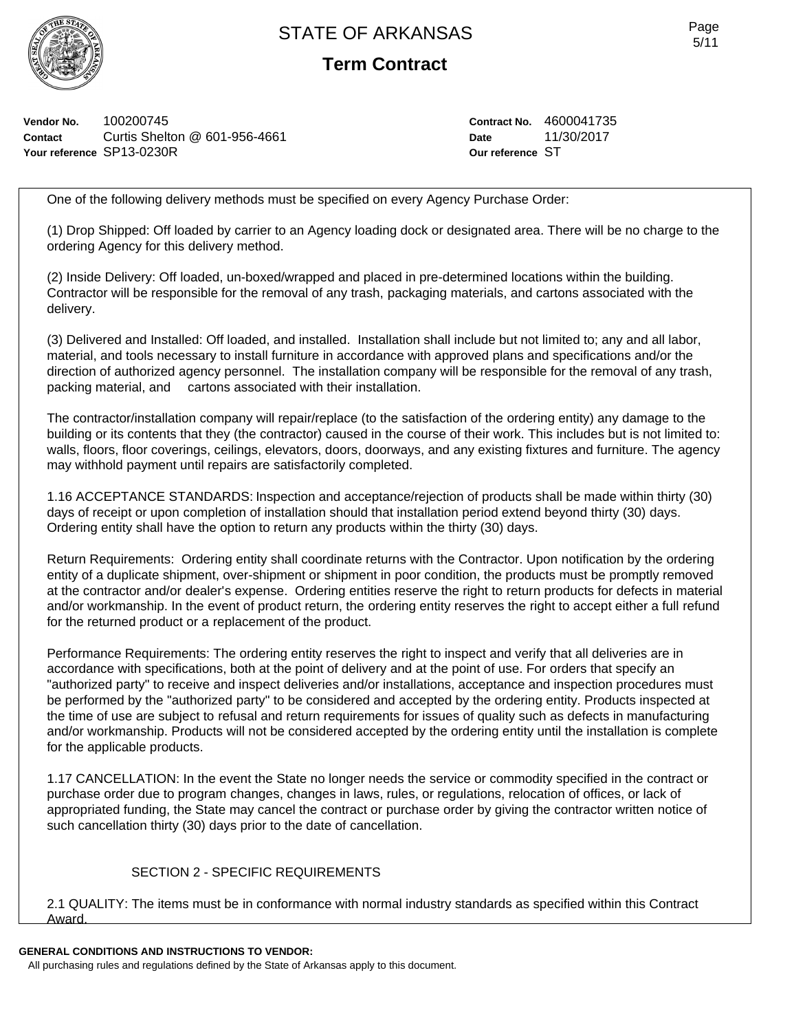STATE OF ARKANSAS

**Term Contract**

**Vendor No.** 100200745
**Contact** Curtis Shelton @ 601-956-4661
**Your reference** SP13-0230R

**Contract No.** 4600041735
**Date** 11/30/2017
**Our reference** ST

One of the following delivery methods must be specified on every Agency Purchase Order:

(1) Drop Shipped: Off loaded by carrier to an Agency loading dock or designated area. There will be no charge to the ordering Agency for this delivery method.

(2) Inside Delivery: Off loaded, un-boxed/wrapped and placed in pre-determined locations within the building. Contractor will be responsible for the removal of any trash, packaging materials, and cartons associated with the delivery.

(3) Delivered and Installed: Off loaded, and installed. Installation shall include but not limited to; any and all labor, material, and tools necessary to install furniture in accordance with approved plans and specifications and/or the direction of authorized agency personnel. The installation company will be responsible for the removal of any trash, packing material, and cartons associated with their installation.

The contractor/installation company will repair/replace (to the satisfaction of the ordering entity) any damage to the building or its contents that they (the contractor) caused in the course of their work. This includes but is not limited to: walls, floors, floor coverings, ceilings, elevators, doors, doorways, and any existing fixtures and furniture. The agency may withhold payment until repairs are satisfactorily completed.

1.16 ACCEPTANCE STANDARDS: Inspection and acceptance/rejection of products shall be made within thirty (30) days of receipt or upon completion of installation should that installation period extend beyond thirty (30) days. Ordering entity shall have the option to return any products within the thirty (30) days.

Return Requirements: Ordering entity shall coordinate returns with the Contractor. Upon notification by the ordering entity of a duplicate shipment, over-shipment or shipment in poor condition, the products must be promptly removed at the contractor and/or dealer's expense. Ordering entities reserve the right to return products for defects in material and/or workmanship. In the event of product return, the ordering entity reserves the right to accept either a full refund for the returned product or a replacement of the product.

Performance Requirements: The ordering entity reserves the right to inspect and verify that all deliveries are in accordance with specifications, both at the point of delivery and at the point of use. For orders that specify an "authorized party" to receive and inspect deliveries and/or installations, acceptance and inspection procedures must be performed by the "authorized party" to be considered and accepted by the ordering entity. Products inspected at the time of use are subject to refusal and return requirements for issues of quality such as defects in manufacturing and/or workmanship. Products will not be considered accepted by the ordering entity until the installation is complete for the applicable products.

1.17 CANCELLATION: In the event the State no longer needs the service or commodity specified in the contract or purchase order due to program changes, changes in laws, rules, or regulations, relocation of offices, or lack of appropriated funding, the State may cancel the contract or purchase order by giving the contractor written notice of such cancellation thirty (30) days prior to the date of cancellation.

## SECTION 2 - SPECIFIC REQUIREMENTS

2.1 QUALITY: The items must be in conformance with normal industry standards as specified within this Contract Award.

**GENERAL CONDITIONS AND INSTRUCTIONS TO VENDOR:**

All purchasing rules and regulations defined by the State of Arkansas apply to this document.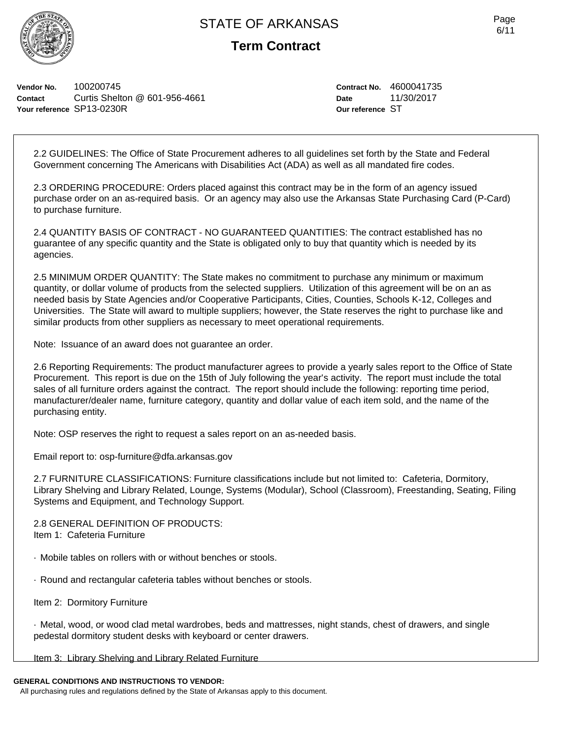Vendor No. 100200745
Contact Curtis Shelton @ 601-956-4661
Your reference SP13-0230R

Contract No. 4600041735
Date 11/30/2017
Our reference ST

2.2 GUIDELINES: The Office of State Procurement adheres to all guidelines set forth by the State and Federal Government concerning The Americans with Disabilities Act (ADA) as well as all mandated fire codes.

2.3 ORDERING PROCEDURE: Orders placed against this contract may be in the form of an agency issued purchase order on an as-required basis. Or an agency may also use the Arkansas State Purchasing Card (P-Card) to purchase furniture.

2.4 QUANTITY BASIS OF CONTRACT - NO GUARANTEED QUANTITIES: The contract established has no guarantee of any specific quantity and the State is obligated only to buy that quantity which is needed by its agencies.

2.5 MINIMUM ORDER QUANTITY: The State makes no commitment to purchase any minimum or maximum quantity, or dollar volume of products from the selected suppliers. Utilization of this agreement will be on an as needed basis by State Agencies and/or Cooperative Participants, Cities, Counties, Schools K-12, Colleges and Universities. The State will award to multiple suppliers; however, the State reserves the right to purchase like and similar products from other suppliers as necessary to meet operational requirements.

Note: Issuance of an award does not guarantee an order.

2.6 Reporting Requirements: The product manufacturer agrees to provide a yearly sales report to the Office of State Procurement. This report is due on the 15th of July following the year's activity. The report must include the total sales of all furniture orders against the contract. The report should include the following: reporting time period, manufacturer/dealer name, furniture category, quantity and dollar value of each item sold, and the name of the purchasing entity.

Note: OSP reserves the right to request a sales report on an as-needed basis.

Email report to: osp-furniture@dfa.arkansas.gov

2.7 FURNITURE CLASSIFICATIONS: Furniture classifications include but not limited to: Cafeteria, Dormitory, Library Shelving and Library Related, Lounge, Systems (Modular), School (Classroom), Freestanding, Seating, Filing Systems and Equipment, and Technology Support.

2.8 GENERAL DEFINITION OF PRODUCTS:
Item 1: Cafeteria Furniture

· Mobile tables on rollers with or without benches or stools.

· Round and rectangular cafeteria tables without benches or stools.

Item 2: Dormitory Furniture

· Metal, wood, or wood clad metal wardrobes, beds and mattresses, night stands, chest of drawers, and single pedestal dormitory student desks with keyboard or center drawers.

Item 3: Library Shelving and Library Related Furniture

**GENERAL CONDITIONS AND INSTRUCTIONS TO VENDOR:**
All purchasing rules and regulations defined by the State of Arkansas apply to this document.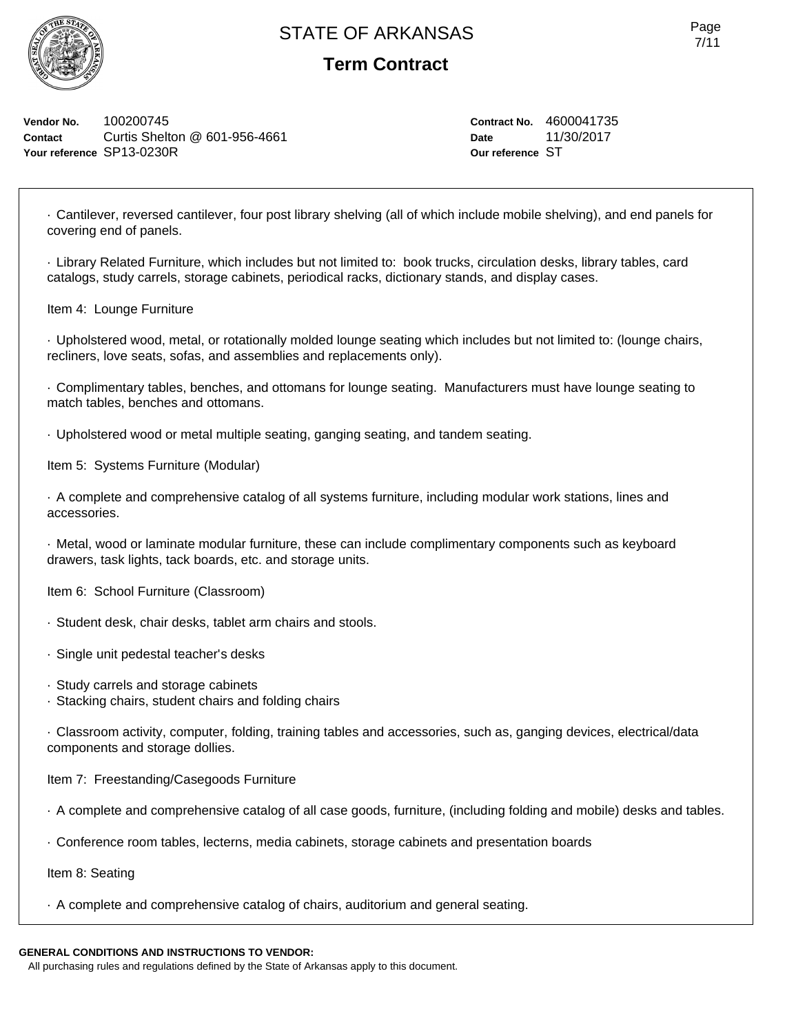# STATE OF ARKANSAS

## Term Contract

**Vendor No.** 100200745
**Contact** Curtis Shelton @ 601-956-4661
**Your reference** SP13-0230R

**Contract No.** 4600041735
**Date** 11/30/2017
**Our reference** ST

· Cantilever, reversed cantilever, four post library shelving (all of which include mobile shelving), and end panels for covering end of panels.

· Library Related Furniture, which includes but not limited to: book trucks, circulation desks, library tables, card catalogs, study carrels, storage cabinets, periodical racks, dictionary stands, and display cases.

Item 4: Lounge Furniture

· Upholstered wood, metal, or rotationally molded lounge seating which includes but not limited to: (lounge chairs, recliners, love seats, sofas, and assemblies and replacements only).

· Complimentary tables, benches, and ottomans for lounge seating. Manufacturers must have lounge seating to match tables, benches and ottomans.

· Upholstered wood or metal multiple seating, ganging seating, and tandem seating.

Item 5: Systems Furniture (Modular)

· A complete and comprehensive catalog of all systems furniture, including modular work stations, lines and accessories.

· Metal, wood or laminate modular furniture, these can include complimentary components such as keyboard drawers, task lights, tack boards, etc. and storage units.

Item 6: School Furniture (Classroom)

· Student desk, chair desks, tablet arm chairs and stools.

· Single unit pedestal teacher's desks

· Study carrels and storage cabinets
· Stacking chairs, student chairs and folding chairs

· Classroom activity, computer, folding, training tables and accessories, such as, ganging devices, electrical/data components and storage dollies.

Item 7: Freestanding/Casegoods Furniture

· A complete and comprehensive catalog of all case goods, furniture, (including folding and mobile) desks and tables.

· Conference room tables, lecterns, media cabinets, storage cabinets and presentation boards

Item 8: Seating

· A complete and comprehensive catalog of chairs, auditorium and general seating.

**GENERAL CONDITIONS AND INSTRUCTIONS TO VENDOR:**
All purchasing rules and regulations defined by the State of Arkansas apply to this document.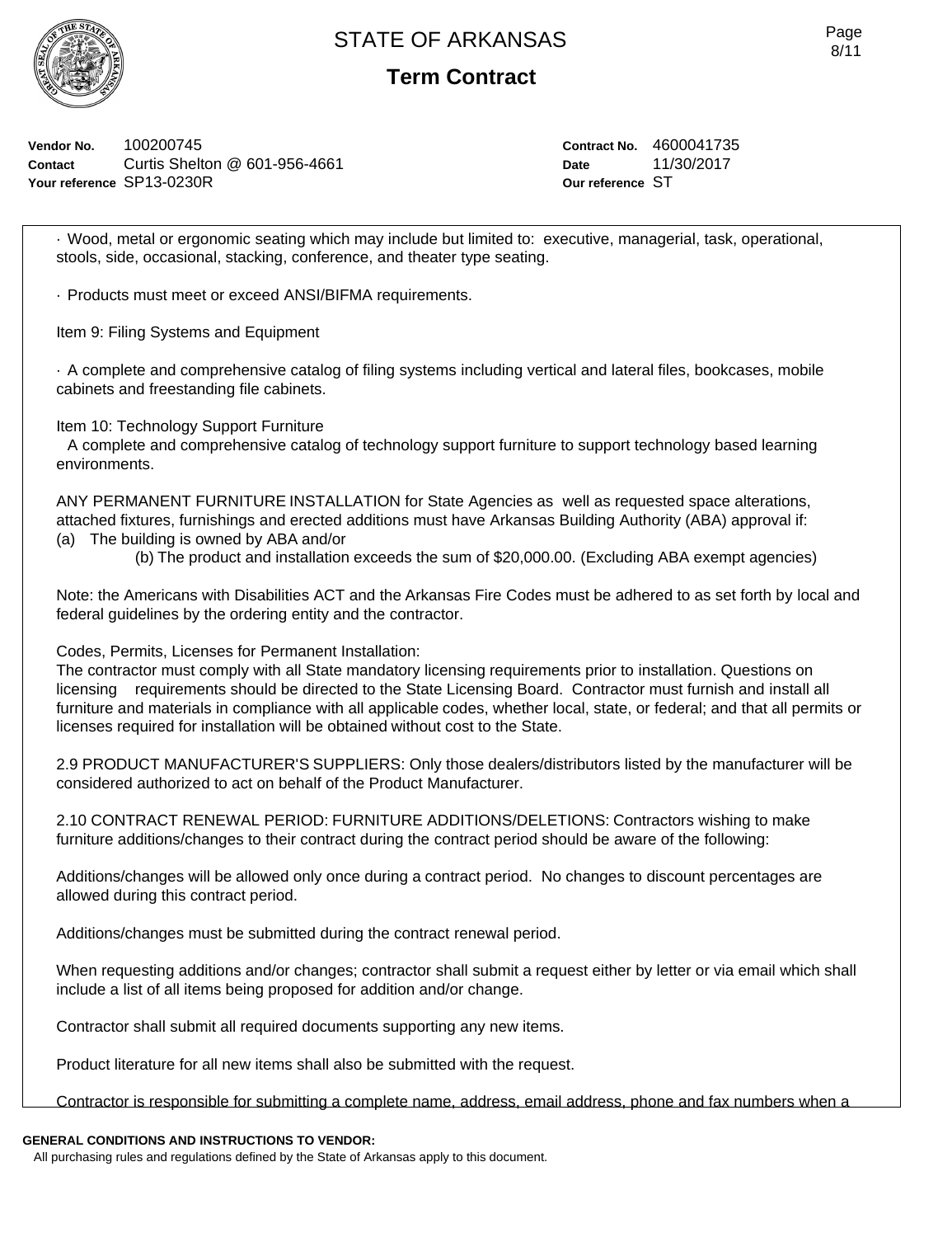**Vendor No.** 100200745
**Contact** Curtis Shelton @ 601-956-4661
**Your reference** SP13-0230R

**Contract No.** 4600041735
**Date** 11/30/2017
**Our reference** ST

· Wood, metal or ergonomic seating which may include but limited to: executive, managerial, task, operational, stools, side, occasional, stacking, conference, and theater type seating.

· Products must meet or exceed ANSI/BIFMA requirements.

Item 9: Filing Systems and Equipment

· A complete and comprehensive catalog of filing systems including vertical and lateral files, bookcases, mobile cabinets and freestanding file cabinets.

Item 10: Technology Support Furniture
A complete and comprehensive catalog of technology support furniture to support technology based learning environments.

ANY PERMANENT FURNITURE INSTALLATION for State Agencies as well as requested space alterations, attached fixtures, furnishings and erected additions must have Arkansas Building Authority (ABA) approval if:
(a) The building is owned by ABA and/or
(b) The product and installation exceeds the sum of $20,000.00. (Excluding ABA exempt agencies)

Note: the Americans with Disabilities ACT and the Arkansas Fire Codes must be adhered to as set forth by local and federal guidelines by the ordering entity and the contractor.

Codes, Permits, Licenses for Permanent Installation:
The contractor must comply with all State mandatory licensing requirements prior to installation. Questions on licensing requirements should be directed to the State Licensing Board. Contractor must furnish and install all furniture and materials in compliance with all applicable codes, whether local, state, or federal; and that all permits or licenses required for installation will be obtained without cost to the State.

2.9 PRODUCT MANUFACTURER'S SUPPLIERS: Only those dealers/distributors listed by the manufacturer will be considered authorized to act on behalf of the Product Manufacturer.

2.10 CONTRACT RENEWAL PERIOD: FURNITURE ADDITIONS/DELETIONS: Contractors wishing to make furniture additions/changes to their contract during the contract period should be aware of the following:

Additions/changes will be allowed only once during a contract period. No changes to discount percentages are allowed during this contract period.

Additions/changes must be submitted during the contract renewal period.

When requesting additions and/or changes; contractor shall submit a request either by letter or via email which shall include a list of all items being proposed for addition and/or change.

Contractor shall submit all required documents supporting any new items.

Product literature for all new items shall also be submitted with the request.

Contractor is responsible for submitting a complete name, address, email address, phone and fax numbers when a

**GENERAL CONDITIONS AND INSTRUCTIONS TO VENDOR:**
All purchasing rules and regulations defined by the State of Arkansas apply to this document.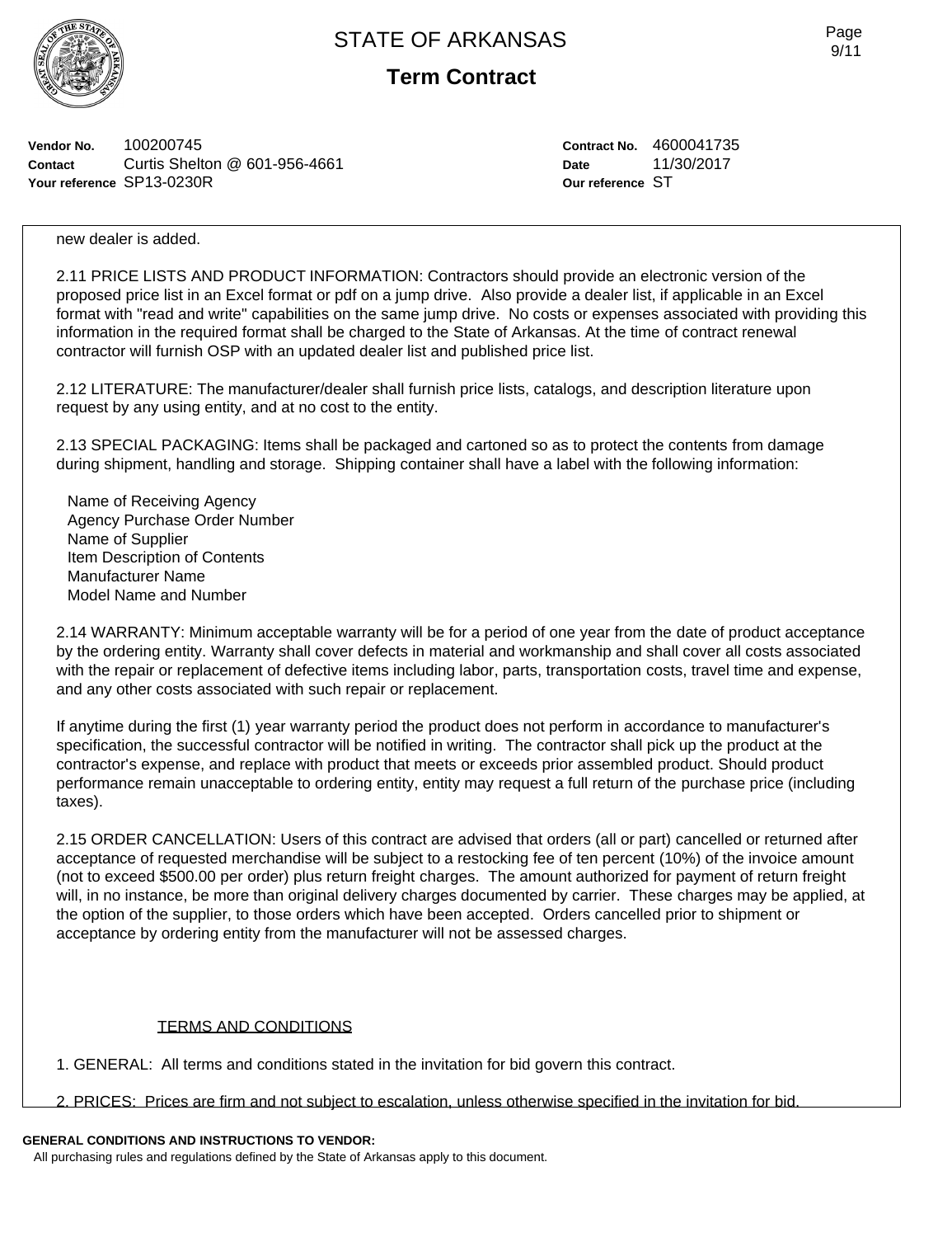**Vendor No.** 100200745
**Contact** Curtis Shelton @ 601-956-4661
**Your reference** SP13-0230R

**Contract No.** 4600041735
**Date** 11/30/2017
**Our reference** ST

new dealer is added.

2.11 PRICE LISTS AND PRODUCT INFORMATION: Contractors should provide an electronic version of the proposed price list in an Excel format or pdf on a jump drive. Also provide a dealer list, if applicable in an Excel format with "read and write" capabilities on the same jump drive. No costs or expenses associated with providing this information in the required format shall be charged to the State of Arkansas. At the time of contract renewal contractor will furnish OSP with an updated dealer list and published price list.

2.12 LITERATURE: The manufacturer/dealer shall furnish price lists, catalogs, and description literature upon request by any using entity, and at no cost to the entity.

2.13 SPECIAL PACKAGING: Items shall be packaged and cartoned so as to protect the contents from damage during shipment, handling and storage. Shipping container shall have a label with the following information:

Name of Receiving Agency
Agency Purchase Order Number
Name of Supplier
Item Description of Contents
Manufacturer Name
Model Name and Number

2.14 WARRANTY: Minimum acceptable warranty will be for a period of one year from the date of product acceptance by the ordering entity. Warranty shall cover defects in material and workmanship and shall cover all costs associated with the repair or replacement of defective items including labor, parts, transportation costs, travel time and expense, and any other costs associated with such repair or replacement.

If anytime during the first (1) year warranty period the product does not perform in accordance to manufacturer's specification, the successful contractor will be notified in writing. The contractor shall pick up the product at the contractor's expense, and replace with product that meets or exceeds prior assembled product. Should product performance remain unacceptable to ordering entity, entity may request a full return of the purchase price (including taxes).

2.15 ORDER CANCELLATION: Users of this contract are advised that orders (all or part) cancelled or returned after acceptance of requested merchandise will be subject to a restocking fee of ten percent (10%) of the invoice amount (not to exceed $500.00 per order) plus return freight charges. The amount authorized for payment of return freight will, in no instance, be more than original delivery charges documented by carrier. These charges may be applied, at the option of the supplier, to those orders which have been accepted. Orders cancelled prior to shipment or acceptance by ordering entity from the manufacturer will not be assessed charges.

TERMS AND CONDITIONS

1. GENERAL: All terms and conditions stated in the invitation for bid govern this contract.

2. PRICES: Prices are firm and not subject to escalation, unless otherwise specified in the invitation for bid.

**GENERAL CONDITIONS AND INSTRUCTIONS TO VENDOR:**
All purchasing rules and regulations defined by the State of Arkansas apply to this document.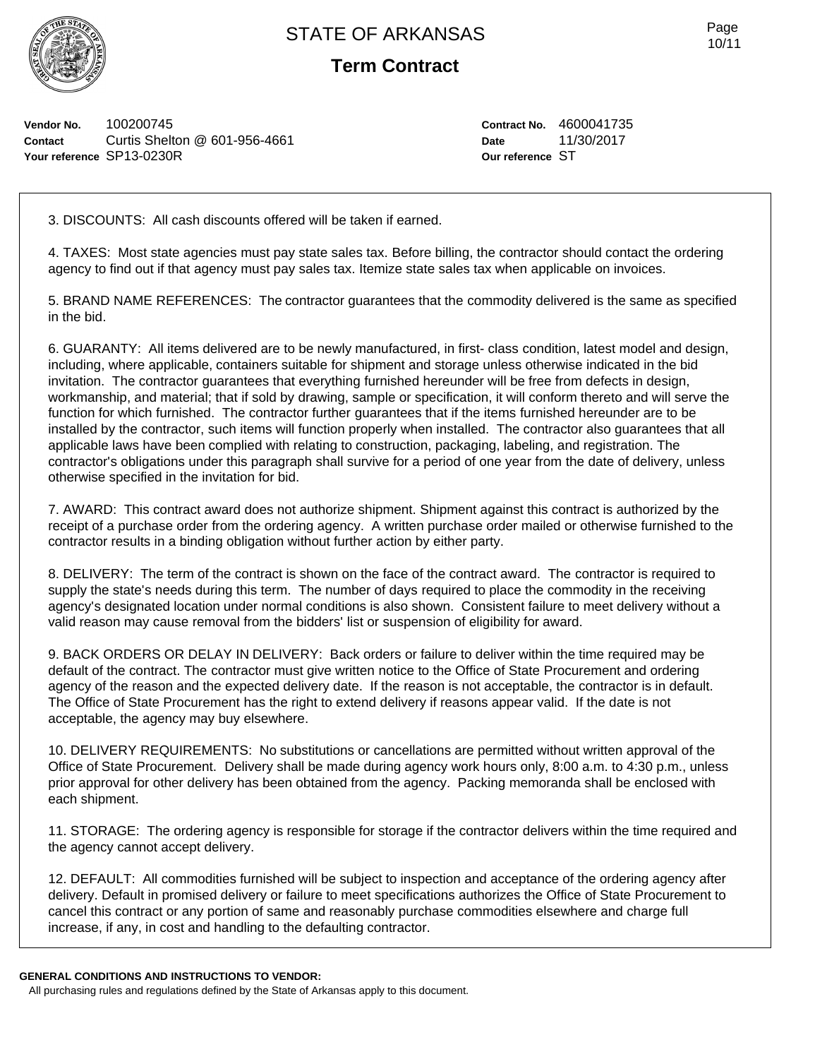# STATE OF ARKANSAS

## Term Contract

**Vendor No.** 100200745
**Contact** Curtis Shelton @ 601-956-4661
**Your reference** SP13-0230R

**Contract No.** 4600041735
**Date** 11/30/2017
**Our reference** ST

3. DISCOUNTS: All cash discounts offered will be taken if earned.

4. TAXES: Most state agencies must pay state sales tax. Before billing, the contractor should contact the ordering agency to find out if that agency must pay sales tax. Itemize state sales tax when applicable on invoices.

5. BRAND NAME REFERENCES: The contractor guarantees that the commodity delivered is the same as specified in the bid.

6. GUARANTY: All items delivered are to be newly manufactured, in first- class condition, latest model and design, including, where applicable, containers suitable for shipment and storage unless otherwise indicated in the bid invitation. The contractor guarantees that everything furnished hereunder will be free from defects in design, workmanship, and material; that if sold by drawing, sample or specification, it will conform thereto and will serve the function for which furnished. The contractor further guarantees that if the items furnished hereunder are to be installed by the contractor, such items will function properly when installed. The contractor also guarantees that all applicable laws have been complied with relating to construction, packaging, labeling, and registration. The contractor's obligations under this paragraph shall survive for a period of one year from the date of delivery, unless otherwise specified in the invitation for bid.

7. AWARD: This contract award does not authorize shipment. Shipment against this contract is authorized by the receipt of a purchase order from the ordering agency. A written purchase order mailed or otherwise furnished to the contractor results in a binding obligation without further action by either party.

8. DELIVERY: The term of the contract is shown on the face of the contract award. The contractor is required to supply the state's needs during this term. The number of days required to place the commodity in the receiving agency's designated location under normal conditions is also shown. Consistent failure to meet delivery without a valid reason may cause removal from the bidders' list or suspension of eligibility for award.

9. BACK ORDERS OR DELAY IN DELIVERY: Back orders or failure to deliver within the time required may be default of the contract. The contractor must give written notice to the Office of State Procurement and ordering agency of the reason and the expected delivery date. If the reason is not acceptable, the contractor is in default. The Office of State Procurement has the right to extend delivery if reasons appear valid. If the date is not acceptable, the agency may buy elsewhere.

10. DELIVERY REQUIREMENTS: No substitutions or cancellations are permitted without written approval of the Office of State Procurement. Delivery shall be made during agency work hours only, 8:00 a.m. to 4:30 p.m., unless prior approval for other delivery has been obtained from the agency. Packing memoranda shall be enclosed with each shipment.

11. STORAGE: The ordering agency is responsible for storage if the contractor delivers within the time required and the agency cannot accept delivery.

12. DEFAULT: All commodities furnished will be subject to inspection and acceptance of the ordering agency after delivery. Default in promised delivery or failure to meet specifications authorizes the Office of State Procurement to cancel this contract or any portion of same and reasonably purchase commodities elsewhere and charge full increase, if any, in cost and handling to the defaulting contractor.

**GENERAL CONDITIONS AND INSTRUCTIONS TO VENDOR:**

All purchasing rules and regulations defined by the State of Arkansas apply to this document.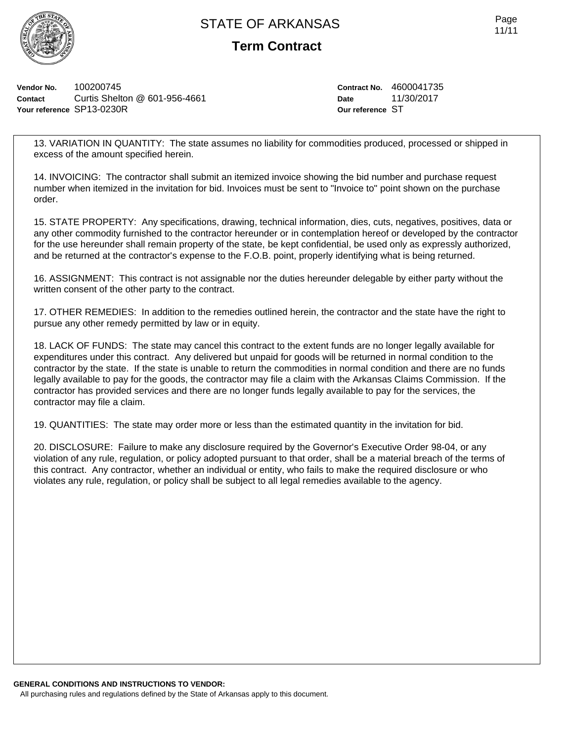**Vendor No.** 100200745
**Contact** Curtis Shelton @ 601-956-4661
**Your reference** SP13-0230R

**Contract No.** 4600041735
**Date** 11/30/2017
**Our reference** ST

13. VARIATION IN QUANTITY: The state assumes no liability for commodities produced, processed or shipped in excess of the amount specified herein.

14. INVOICING: The contractor shall submit an itemized invoice showing the bid number and purchase request number when itemized in the invitation for bid. Invoices must be sent to "Invoice to" point shown on the purchase order.

15. STATE PROPERTY: Any specifications, drawing, technical information, dies, cuts, negatives, positives, data or any other commodity furnished to the contractor hereunder or in contemplation hereof or developed by the contractor for the use hereunder shall remain property of the state, be kept confidential, be used only as expressly authorized, and be returned at the contractor's expense to the F.O.B. point, properly identifying what is being returned.

16. ASSIGNMENT: This contract is not assignable nor the duties hereunder delegable by either party without the written consent of the other party to the contract.

17. OTHER REMEDIES: In addition to the remedies outlined herein, the contractor and the state have the right to pursue any other remedy permitted by law or in equity.

18. LACK OF FUNDS: The state may cancel this contract to the extent funds are no longer legally available for expenditures under this contract. Any delivered but unpaid for goods will be returned in normal condition to the contractor by the state. If the state is unable to return the commodities in normal condition and there are no funds legally available to pay for the goods, the contractor may file a claim with the Arkansas Claims Commission. If the contractor has provided services and there are no longer funds legally available to pay for the services, the contractor may file a claim.

19. QUANTITIES: The state may order more or less than the estimated quantity in the invitation for bid.

20. DISCLOSURE: Failure to make any disclosure required by the Governor's Executive Order 98-04, or any violation of any rule, regulation, or policy adopted pursuant to that order, shall be a material breach of the terms of this contract. Any contractor, whether an individual or entity, who fails to make the required disclosure or who violates any rule, regulation, or policy shall be subject to all legal remedies available to the agency.

**GENERAL CONDITIONS AND INSTRUCTIONS TO VENDOR:**
All purchasing rules and regulations defined by the State of Arkansas apply to this document.